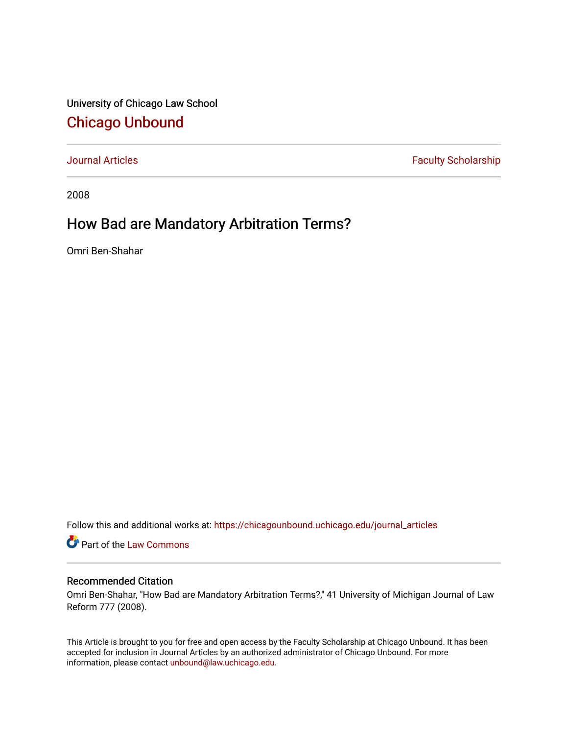University of Chicago Law School

# Chicago Unbound

Journal Articles | Faculty Scholarship

2008

# How Bad are Mandatory Arbitration Terms?

Omri Ben-Shahar

Follow this and additional works at: https://chicagounbound.uchicago.edu/journal_articles

Part of the Law Commons

## Recommended Citation

Omri Ben-Shahar, "How Bad are Mandatory Arbitration Terms?," 41 University of Michigan Journal of Law Reform 777 (2008).

This Article is brought to you for free and open access by the Faculty Scholarship at Chicago Unbound. It has been accepted for inclusion in Journal Articles by an authorized administrator of Chicago Unbound. For more information, please contact unbound@law.uchicago.edu.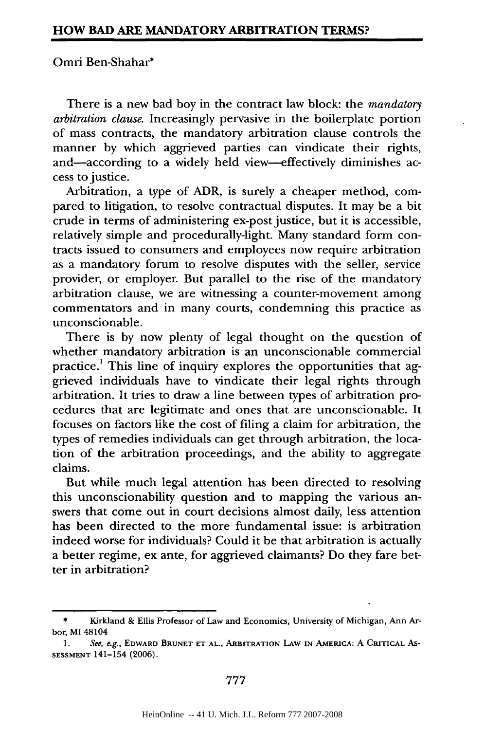# HOW BAD ARE MANDATORY ARBITRATION TERMS?

Omri Ben-Shahar*

There is a new bad boy in the contract law block: the *mandatory arbitration clause*. Increasingly pervasive in the boilerplate portion of mass contracts, the mandatory arbitration clause controls the manner by which aggrieved parties can vindicate their rights, and—according to a widely held view—effectively diminishes access to justice.

Arbitration, a type of ADR, is surely a cheaper method, compared to litigation, to resolve contractual disputes. It may be a bit crude in terms of administering ex-post justice, but it is accessible, relatively simple and procedurally-light. Many standard form contracts issued to consumers and employees now require arbitration as a mandatory forum to resolve disputes with the seller, service provider, or employer. But parallel to the rise of the mandatory arbitration clause, we are witnessing a counter-movement among commentators and in many courts, condemning this practice as unconscionable.

There is by now plenty of legal thought on the question of whether mandatory arbitration is an unconscionable commercial practice.[1] This line of inquiry explores the opportunities that aggrieved individuals have to vindicate their legal rights through arbitration. It tries to draw a line between types of arbitration procedures that are legitimate and ones that are unconscionable. It focuses on factors like the cost of filing a claim for arbitration, the types of remedies individuals can get through arbitration, the location of the arbitration proceedings, and the ability to aggregate claims.

But while much legal attention has been directed to resolving this unconscionability question and to mapping the various answers that come out in court decisions almost daily, less attention has been directed to the more fundamental issue: is arbitration indeed worse for individuals? Could it be that arbitration is actually a better regime, ex ante, for aggrieved claimants? Do they fare better in arbitration?

---

\* Kirkland & Ellis Professor of Law and Economics, University of Michigan, Ann Arbor, MI 48104

1. *See, e.g.*, EDWARD BRUNET ET AL., ARBITRATION LAW IN AMERICA: A CRITICAL ASSESSMENT 141–154 (2006).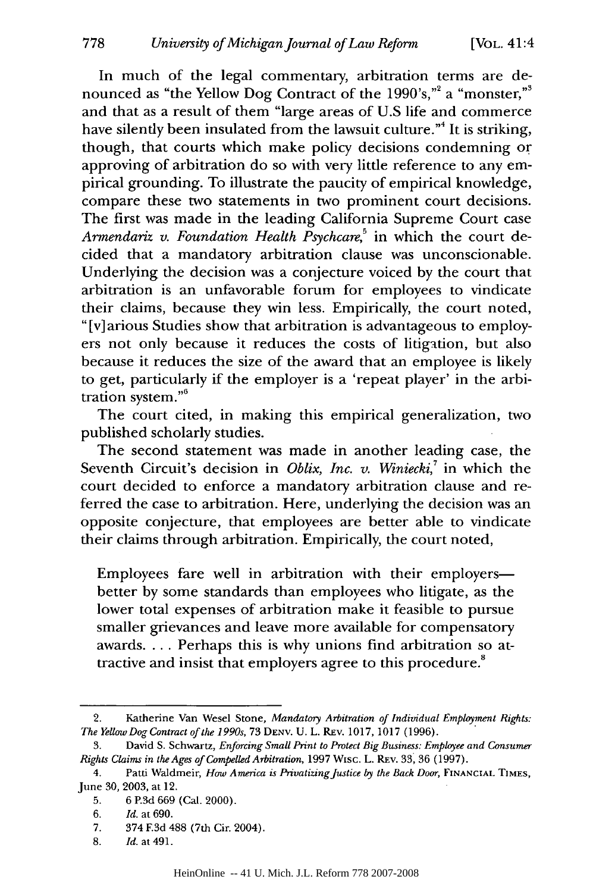In much of the legal commentary, arbitration terms are denounced as "the Yellow Dog Contract of the 1990's,"[2] a "monster,"[3] and that as a result of them "large areas of U.S life and commerce have silently been insulated from the lawsuit culture."[4] It is striking, though, that courts which make policy decisions condemning or approving of arbitration do so with very little reference to any empirical grounding. To illustrate the paucity of empirical knowledge, compare these two statements in two prominent court decisions. The first was made in the leading California Supreme Court case *Armendariz v. Foundation Health Psychcare*,[5] in which the court decided that a mandatory arbitration clause was unconscionable. Underlying the decision was a conjecture voiced by the court that arbitration is an unfavorable forum for employees to vindicate their claims, because they win less. Empirically, the court noted, "[v]arious Studies show that arbitration is advantageous to employers not only because it reduces the costs of litigation, but also because it reduces the size of the award that an employee is likely to get, particularly if the employer is a 'repeat player' in the arbitration system."[6]

The court cited, in making this empirical generalization, two published scholarly studies.

The second statement was made in another leading case, the Seventh Circuit's decision in *Oblix, Inc. v. Winiecki*,[7] in which the court decided to enforce a mandatory arbitration clause and referred the case to arbitration. Here, underlying the decision was an opposite conjecture, that employees are better able to vindicate their claims through arbitration. Empirically, the court noted,

> Employees fare well in arbitration with their employers—better by some standards than employees who litigate, as the lower total expenses of arbitration make it feasible to pursue smaller grievances and leave more available for compensatory awards. . . . Perhaps this is why unions find arbitration so attractive and insist that employers agree to this procedure.[8]

---

2. Katherine Van Wesel Stone, *Mandatory Arbitration of Individual Employment Rights: The Yellow Dog Contract of the 1990s*, 73 Denv. U. L. Rev. 1017, 1017 (1996).
3. David S. Schwartz, *Enforcing Small Print to Protect Big Business: Employee and Consumer Rights Claims in the Ages of Compelled Arbitration*, 1997 Wisc. L. Rev. 33, 36 (1997).
4. Patti Waldmeir, *How America is Privatizing Justice by the Back Door*, Financial Times, June 30, 2003, at 12.
5. 6 P.3d 669 (Cal. 2000).
6. *Id.* at 690.
7. 374 F.3d 488 (7th Cir. 2004).
8. *Id.* at 491.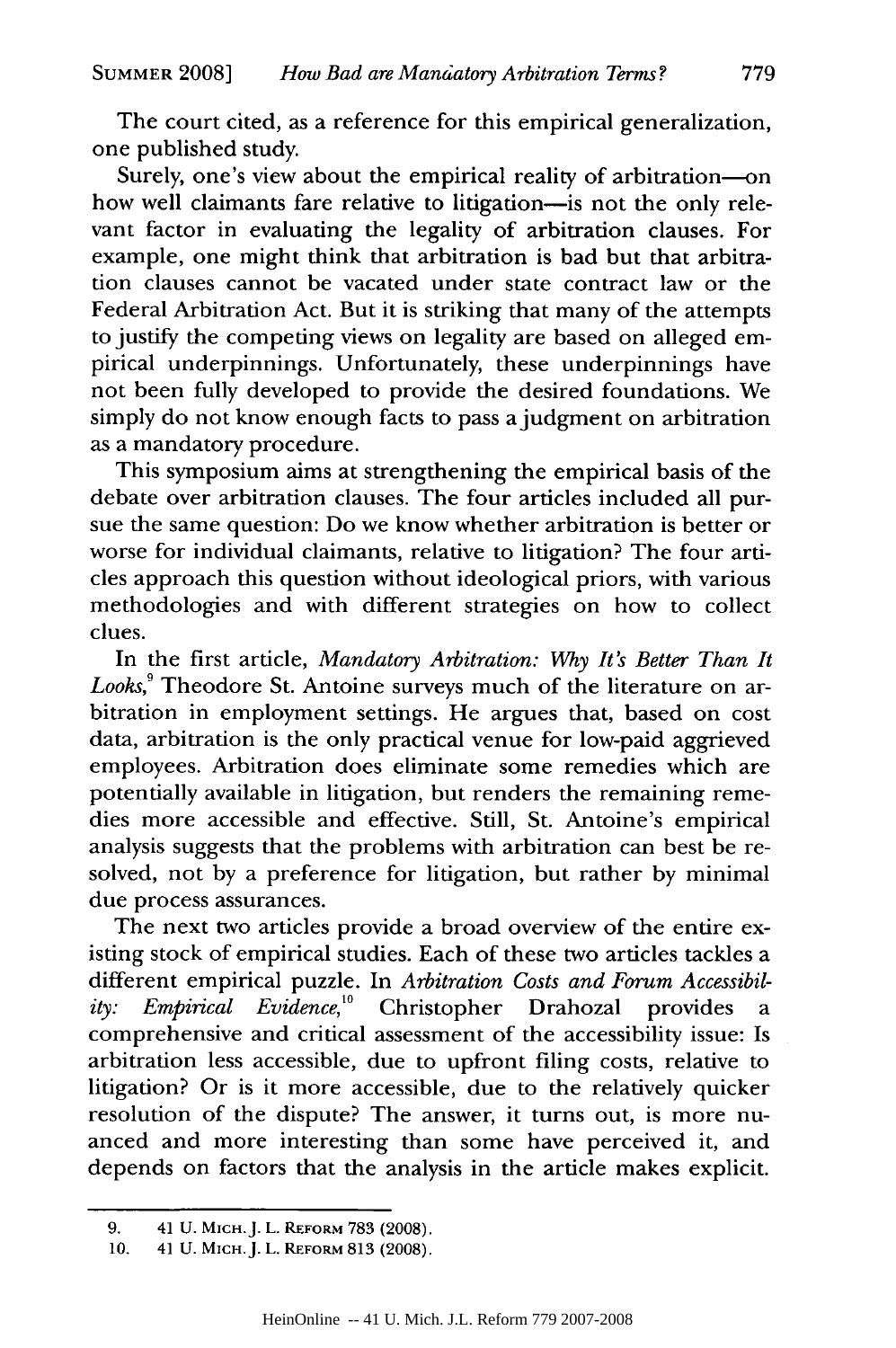The court cited, as a reference for this empirical generalization, one published study.

Surely, one's view about the empirical reality of arbitration—on how well claimants fare relative to litigation—is not the only relevant factor in evaluating the legality of arbitration clauses. For example, one might think that arbitration is bad but that arbitration clauses cannot be vacated under state contract law or the Federal Arbitration Act. But it is striking that many of the attempts to justify the competing views on legality are based on alleged empirical underpinnings. Unfortunately, these underpinnings have not been fully developed to provide the desired foundations. We simply do not know enough facts to pass a judgment on arbitration as a mandatory procedure.

This symposium aims at strengthening the empirical basis of the debate over arbitration clauses. The four articles included all pursue the same question: Do we know whether arbitration is better or worse for individual claimants, relative to litigation? The four articles approach this question without ideological priors, with various methodologies and with different strategies on how to collect clues.

In the first article, *Mandatory Arbitration: Why It's Better Than It Looks*,[9] Theodore St. Antoine surveys much of the literature on arbitration in employment settings. He argues that, based on cost data, arbitration is the only practical venue for low-paid aggrieved employees. Arbitration does eliminate some remedies which are potentially available in litigation, but renders the remaining remedies more accessible and effective. Still, St. Antoine's empirical analysis suggests that the problems with arbitration can best be resolved, not by a preference for litigation, but rather by minimal due process assurances.

The next two articles provide a broad overview of the entire existing stock of empirical studies. Each of these two articles tackles a different empirical puzzle. In *Arbitration Costs and Forum Accessibility: Empirical Evidence*,[10] Christopher Drahozal provides a comprehensive and critical assessment of the accessibility issue: Is arbitration less accessible, due to upfront filing costs, relative to litigation? Or is it more accessible, due to the relatively quicker resolution of the dispute? The answer, it turns out, is more nuanced and more interesting than some have perceived it, and depends on factors that the analysis in the article makes explicit.

---

9. 41 U. Mich. J. L. Reform 783 (2008).

10. 41 U. Mich. J. L. Reform 813 (2008).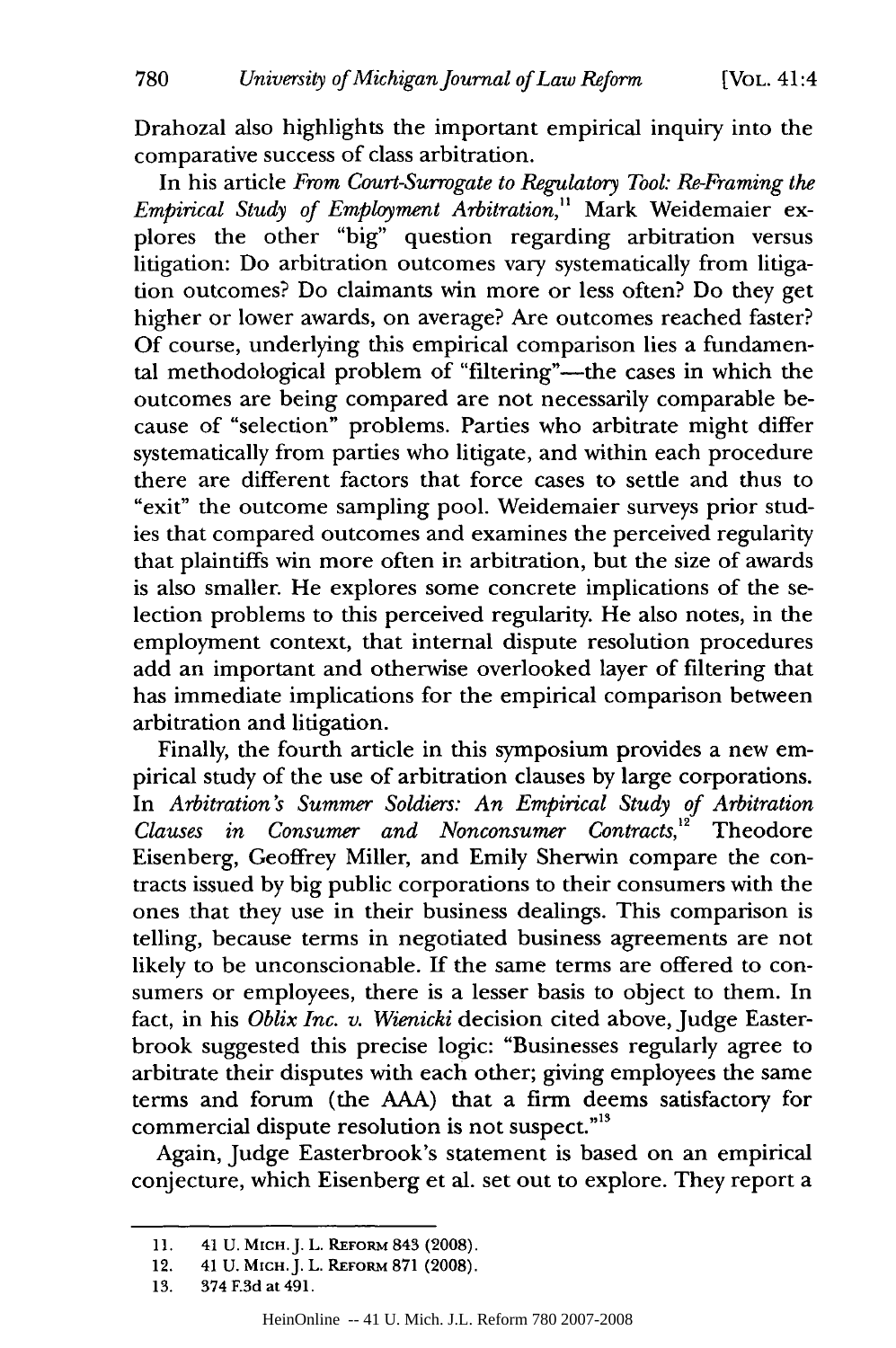Drahozal also highlights the important empirical inquiry into the comparative success of class arbitration.

In his article *From Court-Surrogate to Regulatory Tool: Re-Framing the Empirical Study of Employment Arbitration*,[11] Mark Weidemaier explores the other "big" question regarding arbitration versus litigation: Do arbitration outcomes vary systematically from litigation outcomes? Do claimants win more or less often? Do they get higher or lower awards, on average? Are outcomes reached faster? Of course, underlying this empirical comparison lies a fundamental methodological problem of "filtering"—the cases in which the outcomes are being compared are not necessarily comparable because of "selection" problems. Parties who arbitrate might differ systematically from parties who litigate, and within each procedure there are different factors that force cases to settle and thus to "exit" the outcome sampling pool. Weidemaier surveys prior studies that compared outcomes and examines the perceived regularity that plaintiffs win more often in arbitration, but the size of awards is also smaller. He explores some concrete implications of the selection problems to this perceived regularity. He also notes, in the employment context, that internal dispute resolution procedures add an important and otherwise overlooked layer of filtering that has immediate implications for the empirical comparison between arbitration and litigation.

Finally, the fourth article in this symposium provides a new empirical study of the use of arbitration clauses by large corporations. In *Arbitration's Summer Soldiers: An Empirical Study of Arbitration Clauses in Consumer and Nonconsumer Contracts*,[12] Theodore Eisenberg, Geoffrey Miller, and Emily Sherwin compare the contracts issued by big public corporations to their consumers with the ones that they use in their business dealings. This comparison is telling, because terms in negotiated business agreements are not likely to be unconscionable. If the same terms are offered to consumers or employees, there is a lesser basis to object to them. In fact, in his *Oblix Inc. v. Wienicki* decision cited above, Judge Easterbrook suggested this precise logic: "Businesses regularly agree to arbitrate their disputes with each other; giving employees the same terms and forum (the AAA) that a firm deems satisfactory for commercial dispute resolution is not suspect."[13]

Again, Judge Easterbrook's statement is based on an empirical conjecture, which Eisenberg et al. set out to explore. They report a

---

11. 41 U. MICH. J. L. REFORM 843 (2008).

12. 41 U. MICH. J. L. REFORM 871 (2008).

13. 374 F.3d at 491.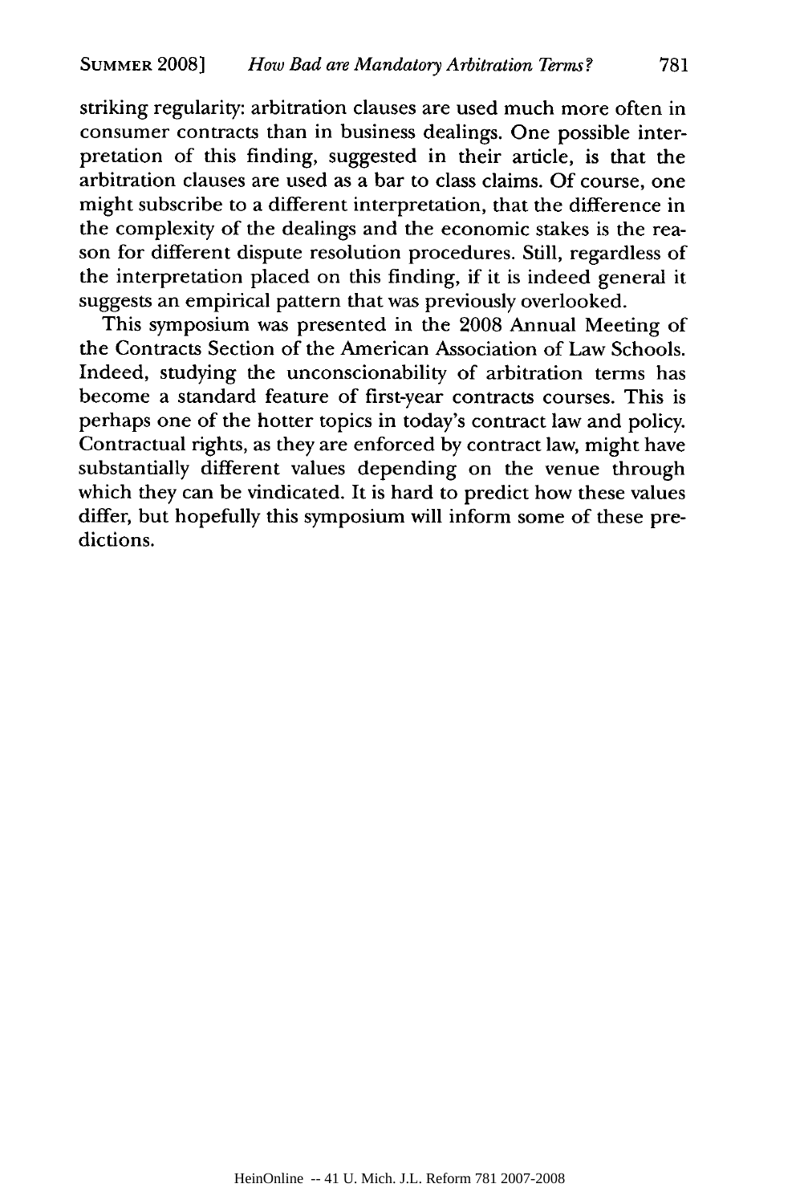striking regularity: arbitration clauses are used much more often in consumer contracts than in business dealings. One possible interpretation of this finding, suggested in their article, is that the arbitration clauses are used as a bar to class claims. Of course, one might subscribe to a different interpretation, that the difference in the complexity of the dealings and the economic stakes is the reason for different dispute resolution procedures. Still, regardless of the interpretation placed on this finding, if it is indeed general it suggests an empirical pattern that was previously overlooked.

This symposium was presented in the 2008 Annual Meeting of the Contracts Section of the American Association of Law Schools. Indeed, studying the unconscionability of arbitration terms has become a standard feature of first-year contracts courses. This is perhaps one of the hotter topics in today's contract law and policy. Contractual rights, as they are enforced by contract law, might have substantially different values depending on the venue through which they can be vindicated. It is hard to predict how these values differ, but hopefully this symposium will inform some of these predictions.